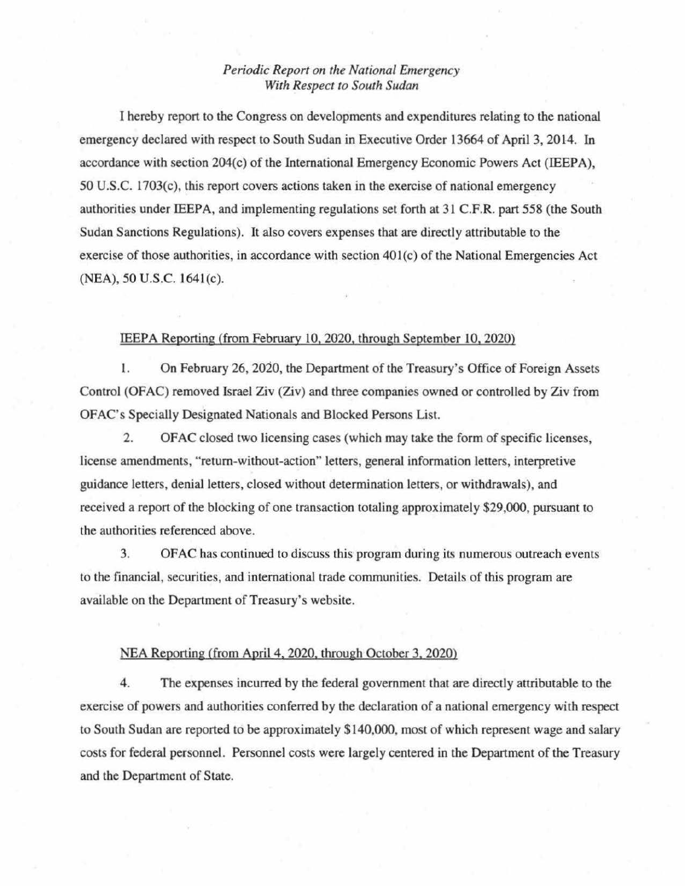*Periodic Report on the National Emergency*
*With Respect to South Sudan*

I hereby report to the Congress on developments and expenditures relating to the national emergency declared with respect to South Sudan in Executive Order 13664 of April 3, 2014. In accordance with section 204(c) of the International Emergency Economic Powers Act (IEEPA), 50 U.S.C. 1703(c), this report covers actions taken in the exercise of national emergency authorities under IEEPA, and implementing regulations set forth at 31 C.F.R. part 558 (the South Sudan Sanctions Regulations). It also covers expenses that are directly attributable to the exercise of those authorities, in accordance with section 401(c) of the National Emergencies Act (NEA), 50 U.S.C. 1641(c).

<u>IEEPA Reporting (from February 10, 2020, through September 10, 2020)</u>

1. On February 26, 2020, the Department of the Treasury's Office of Foreign Assets Control (OFAC) removed Israel Ziv (Ziv) and three companies owned or controlled by Ziv from OFAC's Specially Designated Nationals and Blocked Persons List.

2. OFAC closed two licensing cases (which may take the form of specific licenses, license amendments, "return-without-action" letters, general information letters, interpretive guidance letters, denial letters, closed without determination letters, or withdrawals), and received a report of the blocking of one transaction totaling approximately $29,000, pursuant to the authorities referenced above.

3. OFAC has continued to discuss this program during its numerous outreach events to the financial, securities, and international trade communities. Details of this program are available on the Department of Treasury's website.

<u>NEA Reporting (from April 4, 2020, through October 3, 2020)</u>

4. The expenses incurred by the federal government that are directly attributable to the exercise of powers and authorities conferred by the declaration of a national emergency with respect to South Sudan are reported to be approximately $140,000, most of which represent wage and salary costs for federal personnel. Personnel costs were largely centered in the Department of the Treasury and the Department of State.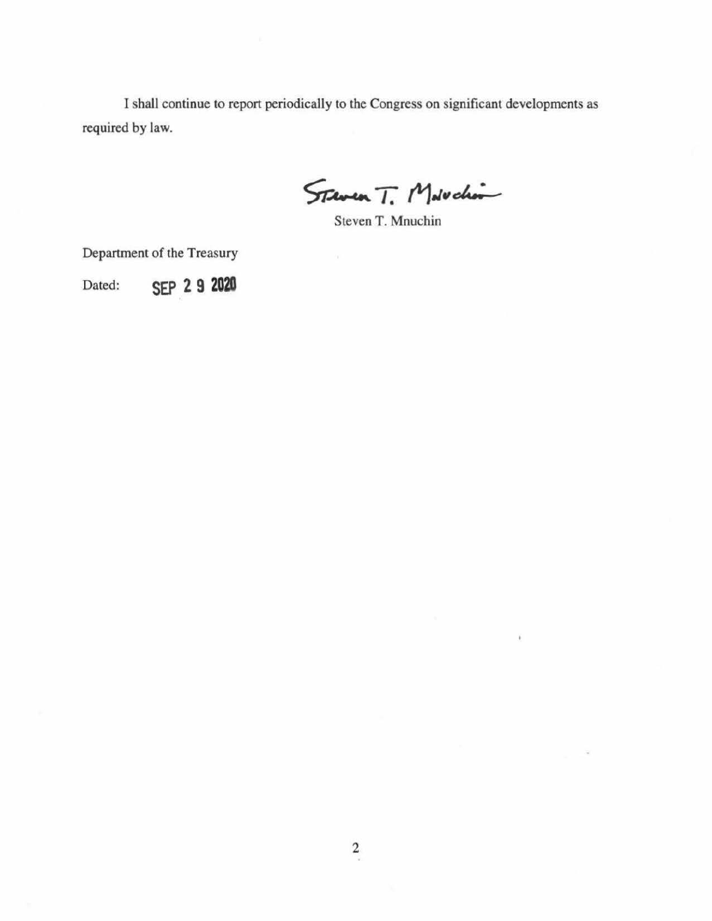I shall continue to report periodically to the Congress on significant developments as required by law.

Steven T. Mnuchin

Department of the Treasury

Dated: SEP 2 9 2020